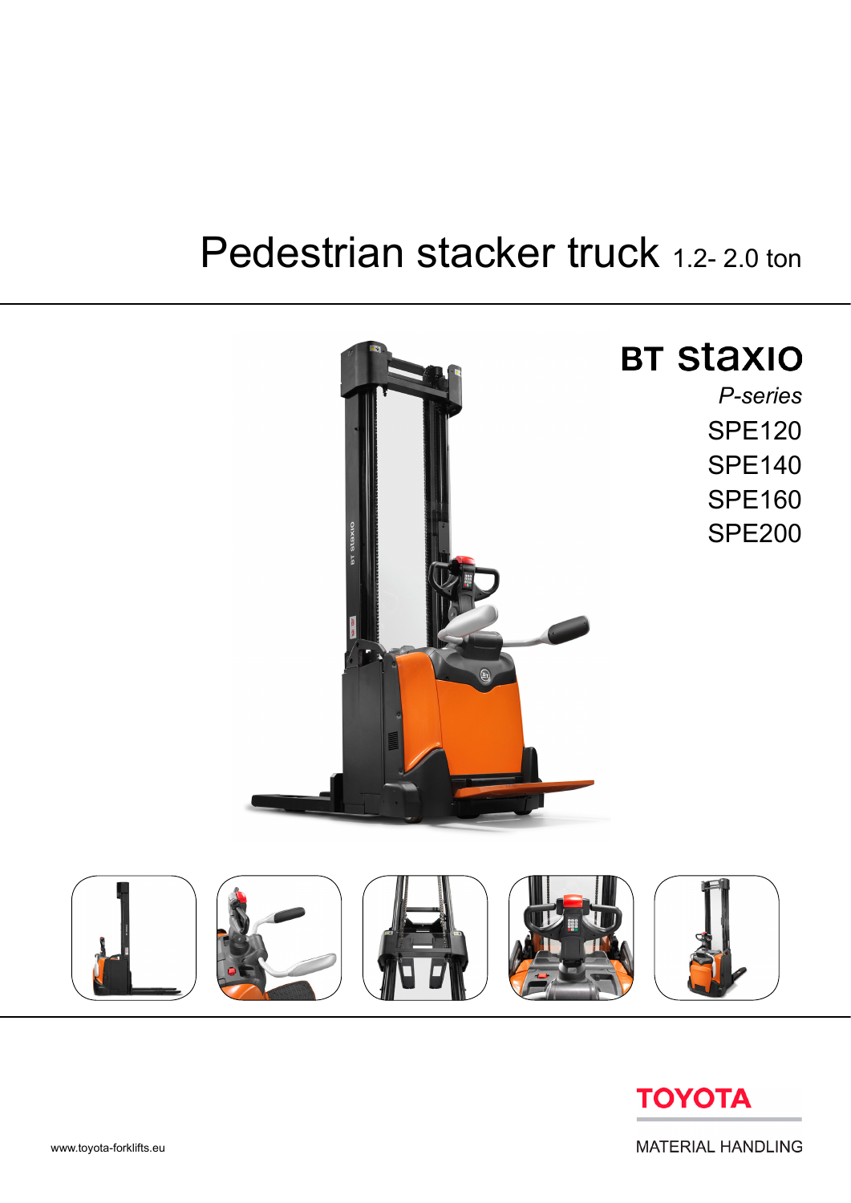# Pedestrian stacker truck 1.2- 2.0 ton

## BT staxio

*P-series*

SPE120

SPE140

SPE160

SPE200

TOYOTA

MATERIAL HANDLING

www.toyota-forklifts.eu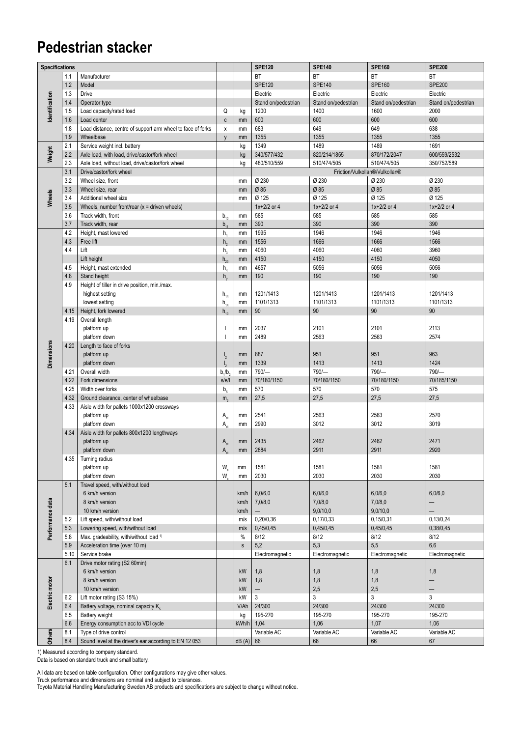# Pedestrian stacker

| Specifications | | | | | SPE120 | SPE140 | SPE160 | SPE200 |
|---|---|---|---|---|---|---|---|---|
| Identification | 1.1 | Manufacturer | | | BT | BT | BT | BT |
| | 1.2 | Model | | | SPE120 | SPE140 | SPE160 | SPE200 |
| | 1.3 | Drive | | | Electric | Electric | Electric | Electric |
| | 1.4 | Operator type | | | Stand on/pedestrian | Stand on/pedestrian | Stand on/pedestrian | Stand on/pedestrian |
| | 1.5 | Load capacity/rated load | Q | kg | 1200 | 1400 | 1600 | 2000 |
| | 1.6 | Load center | c | mm | 600 | 600 | 600 | 600 |
| | 1.8 | Load distance, centre of support arm wheel to face of forks | x | mm | 683 | 649 | 649 | 638 |
| | 1.9 | Wheelbase | y | mm | 1355 | 1355 | 1355 | 1355 |
| Weight | 2.1 | Service weight incl. battery | | kg | 1349 | 1489 | 1489 | 1691 |
| | 2.2 | Axle load, with load, drive/castor/fork wheel | | kg | 340/577/432 | 820/214/1855 | 870/172/2047 | 600/559/2532 |
| | 2.3 | Axle load, without load, drive/castor/fork wheel | | kg | 480/510/559 | 510/474/505 | 510/474/505 | 350/752/589 |
| Wheels | 3.1 | Drive/castor/fork wheel | | | Friction/Vulkollan®/Vulkollan® | | | |
| | 3.2 | Wheel size, front | | mm | Ø 230 | Ø 230 | Ø 230 | Ø 230 |
| | 3.3 | Wheel size, rear | | mm | Ø 85 | Ø 85 | Ø 85 | Ø 85 |
| | 3.4 | Additional wheel size | | mm | Ø 125 | Ø 125 | Ø 125 | Ø 125 |
| | 3.5 | Wheels, number front/rear (x = driven wheels) | | | 1x+2/2 or 4 | 1x+2/2 or 4 | 1x+2/2 or 4 | 1x+2/2 or 4 |
| | 3.6 | Track width, front | $b_{10}$ | mm | 585 | 585 | 585 | 585 |
| | 3.7 | Track width, rear | $b_{11}$ | mm | 390 | 390 | 390 | 390 |
| Dimensions | 4.2 | Height, mast lowered | $h_1$ | mm | 1995 | 1946 | 1946 | 1946 |
| | 4.3 | Free lift | $h_2$ | mm | 1556 | 1666 | 1666 | 1566 |
| | 4.4 | Lift | $h_3$ | mm | 4060 | 4060 | 4060 | 3960 |
| | | Lift height | $h_{23}$ | mm | 4150 | 4150 | 4150 | 4050 |
| | 4.5 | Height, mast extended | $h_4$ | mm | 4657 | 5056 | 5056 | 5056 |
| | 4.8 | Stand height | $h_7$ | mm | 190 | 190 | 190 | 190 |
| | 4.9 | Height of tiller in drive position, min./max. | | | | | | |
| | | highest setting | $h_{14}$ | mm | 1201/1413 | 1201/1413 | 1201/1413 | 1201/1413 |
| | | lowest setting | $h_{14}$ | mm | 1101/1313 | 1101/1313 | 1101/1313 | 1101/1313 |
| | 4.15 | Height, fork lowered | $h_{13}$ | mm | 90 | 90 | 90 | 90 |
| | 4.19 | Overall length | | | | | | |
| | | platform up | l | mm | 2037 | 2101 | 2101 | 2113 |
| | | platform down | l | mm | 2489 | 2563 | 2563 | 2574 |
| | 4.20 | Length to face of forks | | | | | | |
| | | platform up | $l_2$ | mm | 887 | 951 | 951 | 963 |
| | | platform down | $l_2$ | mm | 1339 | 1413 | 1413 | 1424 |
| | 4.21 | Overall width | $b_1/b_2$ | mm | 790/— | 790/— | 790/— | 790/— |
| | 4.22 | Fork dimensions | s/e/l | mm | 70/180/1150 | 70/180/1150 | 70/180/1150 | 70/185/1150 |
| | 4.25 | Width over forks | $b_5$ | mm | 570 | 570 | 570 | 575 |
| | 4.32 | Ground clearance, center of wheelbase | $m_2$ | mm | 27,5 | 27,5 | 27,5 | 27,5 |
| | 4.33 | Aisle width for pallets 1000x1200 crossways | | | | | | |
| | | platform up | $A_{st}$ | mm | 2541 | 2563 | 2563 | 2570 |
| | | platform down | $A_{st}$ | mm | 2990 | 3012 | 3012 | 3019 |
| | 4.34 | Aisle width for pallets 800x1200 lengthways | | | | | | |
| | | platform up | $A_{st}$ | mm | 2435 | 2462 | 2462 | 2471 |
| | | platform down | $A_{st}$ | mm | 2884 | 2911 | 2911 | 2920 |
| | 4.35 | Turning radius | | | | | | |
| | | platform up | $W_a$ | mm | 1581 | 1581 | 1581 | 1581 |
| | | platform down | $W_a$ | mm | 2030 | 2030 | 2030 | 2030 |
| Performance data | 5.1 | Travel speed, with/without load | | | | | | |
| | | 6 km/h version | | km/h | 6,0/6,0 | 6,0/6,0 | 6,0/6,0 | 6,0/6,0 |
| | | 8 km/h version | | km/h | 7,0/8,0 | 7,0/8,0 | 7,0/8,0 | — |
| | | 10 km/h version | | km/h | — | 9,0/10,0 | 9,0/10,0 | — |
| | 5.2 | Lift speed, with/without load | | m/s | 0,20/0,36 | 0,17/0,33 | 0,15/0,31 | 0,13/0,24 |
| | 5.3 | Lowering speed, with/without load | | m/s | 0,45/0,45 | 0,45/0,45 | 0,45/0,45 | 0,38/0,45 |
| | 5.8 | Max. gradeability, with/without load [1] | | % | 8/12 | 8/12 | 8/12 | 8/12 |
| | 5.9 | Acceleration time (over 10 m) | | s | 5,2 | 5,3 | 5,5 | 6,6 |
| | 5.10 | Service brake | | | Electromagnetic | Electromagnetic | Electromagnetic | Electromagnetic |
| Electric motor | 6.1 | Drive motor rating (S2 60min) | | | | | | |
| | | 6 km/h version | | kW | 1,8 | 1,8 | 1,8 | 1,8 |
| | | 8 km/h version | | kW | 1,8 | 1,8 | 1,8 | — |
| | | 10 km/h version | | kW | — | 2,5 | 2,5 | — |
| | 6.2 | Lift motor rating (S3 15%) | | kW | 3 | 3 | 3 | 3 |
| | 6.4 | Battery voltage, nominal capacity $K_5$ | | V/Ah | 24/300 | 24/300 | 24/300 | 24/300 |
| | 6.5 | Battery weight | | kg | 195-270 | 195-270 | 195-270 | 195-270 |
| | 6.6 | Energy consumption acc to VDI cycle | | kWh/h | 1,04 | 1,06 | 1,07 | 1,06 |
| Others | 8.1 | Type of drive control | | | Variable AC | Variable AC | Variable AC | Variable AC |
| | 8.4 | Sound level at the driver's ear according to EN 12 053 | | dB (A) | 66 | 66 | 66 | 67 |

1) Measured according to company standard.
Data is based on standard truck and small battery.

All data are based on table configuration. Other configurations may give other values.
Truck performance and dimensions are nominal and subject to tolerances.
Toyota Material Handling Manufacturing Sweden AB products and specifications are subject to change without notice.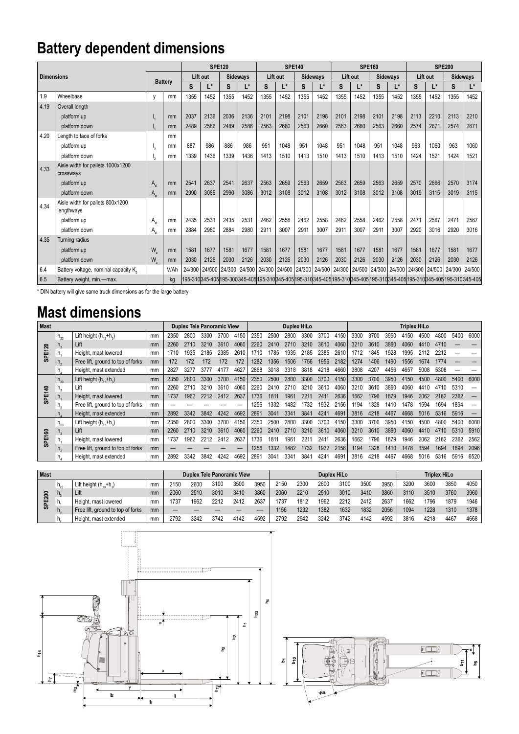# Battery dependent dimensions

| Dimensions | | Battery | | SPE120 | | | | SPE140 | | | | SPE160 | | | | SPE200 | | | |
|---|---|---|---|---|---|---|---|---|---|---|---|---|---|---|---|---|---|---|---|
| | | | | Lift out | | Sideways | | Lift out | | Sideways | | Lift out | | Sideways | | Lift out | | Sideways | |
| | | | | S | L* | S | L* | S | L* | S | L* | S | L* | S | L* | S | L* | S | L* |
| 1.9 | Wheelbase | y | mm | 1355 | 1452 | 1355 | 1452 | 1355 | 1452 | 1355 | 1452 | 1355 | 1452 | 1355 | 1452 | 1355 | 1452 | 1355 | 1452 |
| 4.19 | Overall length | | | | | | | | | | | | | | | | | | |
| | platform up | $l_1$ | mm | 2037 | 2136 | 2036 | 2136 | 2101 | 2198 | 2101 | 2198 | 2101 | 2198 | 2101 | 2198 | 2113 | 2210 | 2113 | 2210 |
| | platform down | $l_1$ | mm | 2489 | 2586 | 2489 | 2586 | 2563 | 2660 | 2563 | 2660 | 2563 | 2660 | 2563 | 2660 | 2574 | 2671 | 2574 | 2671 |
| 4.20 | Length to face of forks | | mm | | | | | | | | | | | | | | | | |
| | platform up | $l_2$ | mm | 887 | 986 | 886 | 986 | 951 | 1048 | 951 | 1048 | 951 | 1048 | 951 | 1048 | 963 | 1060 | 963 | 1060 |
| | platform down | $l_2$ | mm | 1339 | 1436 | 1339 | 1436 | 1413 | 1510 | 1413 | 1510 | 1413 | 1510 | 1413 | 1510 | 1424 | 1521 | 1424 | 1521 |
| 4.33 | Aisle width for pallets 1000x1200 crossways | | | | | | | | | | | | | | | | | | |
| | platform up | $A_{st}$ | mm | 2541 | 2637 | 2541 | 2637 | 2563 | 2659 | 2563 | 2659 | 2563 | 2659 | 2563 | 2659 | 2570 | 2666 | 2570 | 3174 |
| | platform down | $A_{st}$ | mm | 2990 | 3086 | 2990 | 3086 | 3012 | 3108 | 3012 | 3108 | 3012 | 3108 | 3012 | 3108 | 3019 | 3115 | 3019 | 3115 |
| 4.34 | Aisle width for pallets 800x1200 lengthways | | | | | | | | | | | | | | | | | | |
| | platform up | $A_{st}$ | mm | 2435 | 2531 | 2435 | 2531 | 2462 | 2558 | 2462 | 2558 | 2462 | 2558 | 2462 | 2558 | 2471 | 2567 | 2471 | 2567 |
| | platform down | $A_{st}$ | mm | 2884 | 2980 | 2884 | 2980 | 2911 | 3007 | 2911 | 3007 | 2911 | 3007 | 2911 | 3007 | 2920 | 3016 | 2920 | 3016 |
| 4.35 | Turning radius | | | | | | | | | | | | | | | | | | |
| | platform up | $W_a$ | mm | 1581 | 1677 | 1581 | 1677 | 1581 | 1677 | 1581 | 1677 | 1581 | 1677 | 1581 | 1677 | 1581 | 1677 | 1581 | 1677 |
| | platform down | $W_a$ | mm | 2030 | 2126 | 2030 | 2126 | 2030 | 2126 | 2030 | 2126 | 2030 | 2126 | 2030 | 2126 | 2030 | 2126 | 2030 | 2126 |
| 6.4 | Battery voltage, nominal capacity $K_5$ | | V/Ah | 24/300 | 24/500 | 24/300 | 24/500 | 24/300 | 24/500 | 24/300 | 24/500 | 24/300 | 24/500 | 24/300 | 24/500 | 24/300 | 24/500 | 24/300 | 24/500 |
| 6.5 | Battery weight, min.—max. | | kg | 195-310 | 345-405 | 195-300 | 345-405 | 195-310 | 345-405 | 195-310 | 345-405 | 195-310 | 345-405 | 195-310 | 345-405 | 195-310 | 345-405 | 195-310 | 345-405 |

\* DIN battery will give same truck dimensions as for the large battery

# Mast dimensions

| Mast | | | | Duplex Tele Panoramic View | | | | | Duplex HiLo | | | | | | Triplex HiLo | | | | | | | |
|---|---|---|---|---|---|---|---|---|---|---|---|---|---|---|---|---|---|---|---|---|---|---|
| SPE120 | $h_{23}$ | Lift height ($h_{13}+h_3$) | mm | 2350 | 2800 | 3300 | 3700 | 4150 | 2350 | 2500 | 2800 | 3300 | 3700 | 4150 | 3300 | 3700 | 3950 | 4150 | 4500 | 4800 | 5400 | 6000 |
| | $h_3$ | Lift | mm | 2260 | 2710 | 3210 | 3610 | 4060 | 2260 | 2410 | 2710 | 3210 | 3610 | 4060 | 3210 | 3610 | 3860 | 4060 | 4410 | 4710 | — | — |
| | $h_1$ | Height, mast lowered | mm | 1710 | 1935 | 2185 | 2385 | 2610 | 1710 | 1785 | 1935 | 2185 | 2385 | 2610 | 1712 | 1845 | 1928 | 1995 | 2112 | 2212 | — | — |
| | $h_2$ | Free lift, ground to top of forks | mm | 172 | 172 | 172 | 172 | 172 | 1282 | 1356 | 1506 | 1756 | 1956 | 2182 | 1274 | 1406 | 1490 | 1556 | 1674 | 1774 | — | — |
| | $h_4$ | Height, mast extended | mm | 2827 | 3277 | 3777 | 4177 | 4627 | 2868 | 3018 | 3318 | 3818 | 4218 | 4660 | 3808 | 4207 | 4456 | 4657 | 5008 | 5308 | — | — |
| SPE140 | $h_{23}$ | Lift height ($h_{13}+h_3$) | mm | 2350 | 2800 | 3300 | 3700 | 4150 | 2350 | 2500 | 2800 | 3300 | 3700 | 4150 | 3300 | 3700 | 3950 | 4150 | 4500 | 4800 | 5400 | 6000 |
| | $h_3$ | Lift | mm | 2260 | 2710 | 3210 | 3610 | 4060 | 2260 | 2410 | 2710 | 3210 | 3610 | 4060 | 3210 | 3610 | 3860 | 4060 | 4410 | 4710 | 5310 | — |
| | $h_1$ | Height, mast lowered | mm | 1737 | 1962 | 2212 | 2412 | 2637 | 1736 | 1811 | 1961 | 2211 | 2411 | 2636 | 1662 | 1796 | 1879 | 1946 | 2062 | 2162 | 2362 | — |
| | $h_2$ | Free lift, ground to top of forks | mm | — | — | — | — | — | 1256 | 1332 | 1482 | 1732 | 1932 | 2156 | 1194 | 1328 | 1410 | 1478 | 1594 | 1694 | 1894 | — |
| | $h_4$ | Height, mast extended | mm | 2892 | 3342 | 3842 | 4242 | 4692 | 2891 | 3041 | 3341 | 3841 | 4241 | 4691 | 3816 | 4218 | 4467 | 4668 | 5016 | 5316 | 5916 | — |
| SPE160 | $h_{23}$ | Lift height ($h_{13}+h_3$) | mm | 2350 | 2800 | 3300 | 3700 | 4150 | 2350 | 2500 | 2800 | 3300 | 3700 | 4150 | 3300 | 3700 | 3950 | 4150 | 4500 | 4800 | 5400 | 6000 |
| | $h_3$ | Lift | mm | 2260 | 2710 | 3210 | 3610 | 4060 | 2260 | 2410 | 2710 | 3210 | 3610 | 4060 | 3210 | 3610 | 3860 | 4060 | 4410 | 4710 | 5310 | 5910 |
| | $h_1$ | Height, mast lowered | mm | 1737 | 1962 | 2212 | 2412 | 2637 | 1736 | 1811 | 1961 | 2211 | 2411 | 2636 | 1662 | 1796 | 1879 | 1946 | 2062 | 2162 | 2362 | 2562 |
| | $h_2$ | Free lift, ground to top of forks | mm | — | — | — | — | — | 1256 | 1332 | 1482 | 1732 | 1932 | 2156 | 1194 | 1328 | 1410 | 1478 | 1594 | 1694 | 1894 | 2096 |
| | $h_4$ | Height, mast extended | mm | 2892 | 3342 | 3842 | 4242 | 4692 | 2891 | 3041 | 3341 | 3841 | 4241 | 4691 | 3816 | 4218 | 4467 | 4668 | 5016 | 5316 | 5916 | 6520 |

| Mast | | | | Duplex Tele Panoramic View | | | | | Duplex HiLo | | | | | | Triplex HiLo | | | |
|---|---|---|---|---|---|---|---|---|---|---|---|---|---|---|---|---|---|---|
| SPE200 | $h_{23}$ | Lift height ($h_{13}+h_3$) | mm | 2150 | 2600 | 3100 | 3500 | 3950 | 2150 | 2300 | 2600 | 3100 | 3500 | 3950 | 3200 | 3600 | 3850 | 4050 |
| | $h_3$ | Lift | mm | 2060 | 2510 | 3010 | 3410 | 3860 | 2060 | 2210 | 2510 | 3010 | 3410 | 3860 | 3110 | 3510 | 3760 | 3960 |
| | $h_1$ | Height, mast lowered | mm | 1737 | 1962 | 2212 | 2412 | 2637 | 1737 | 1812 | 1962 | 2212 | 2412 | 2637 | 1662 | 1796 | 1879 | 1946 |
| | $h_2$ | Free lift, ground to top of forks | mm | — | — | — | — | — | 1156 | 1232 | 1382 | 1632 | 1832 | 2056 | 1094 | 1228 | 1310 | 1378 |
| | $h_4$ | Height, mast extended | mm | 2792 | 3242 | 3742 | 4142 | 4592 | 2792 | 2942 | 3242 | 3742 | 4142 | 4592 | 3816 | 4218 | 4467 | 4668 |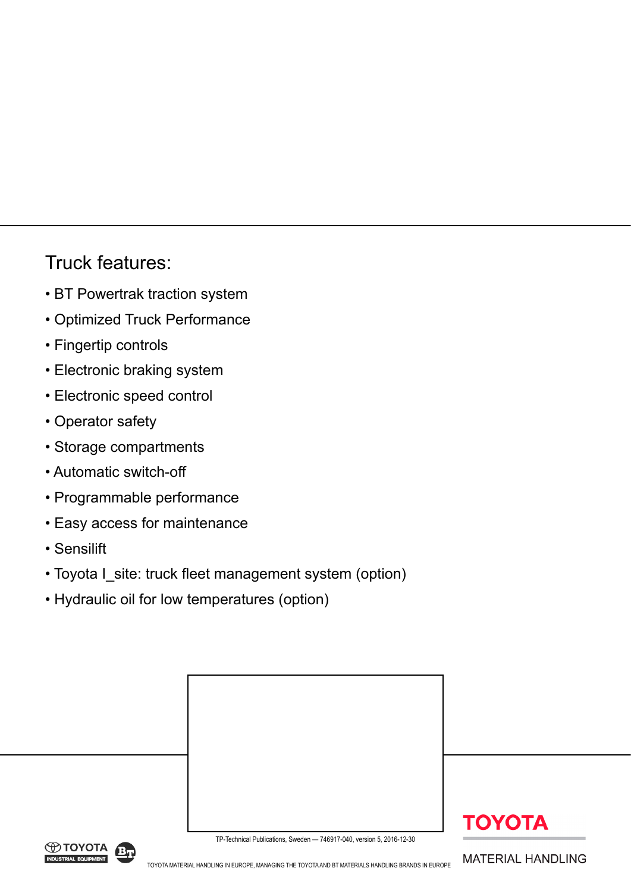## Truck features:

- BT Powertrak traction system
- Optimized Truck Performance
- Fingertip controls
- Electronic braking system
- Electronic speed control
- Operator safety
- Storage compartments
- Automatic switch-off
- Programmable performance
- Easy access for maintenance
- Sensilift
- Toyota I_site: truck fleet management system (option)
- Hydraulic oil for low temperatures (option)

TP-Technical Publications, Sweden — 746917-040, version 5, 2016-12-30

TOYOTA INDUSTRIAL EQUIPMENT

TOYOTA MATERIAL HANDLING IN EUROPE, MANAGING THE TOYOTA AND BT MATERIALS HANDLING BRANDS IN EUROPE

TOYOTA MATERIAL HANDLING